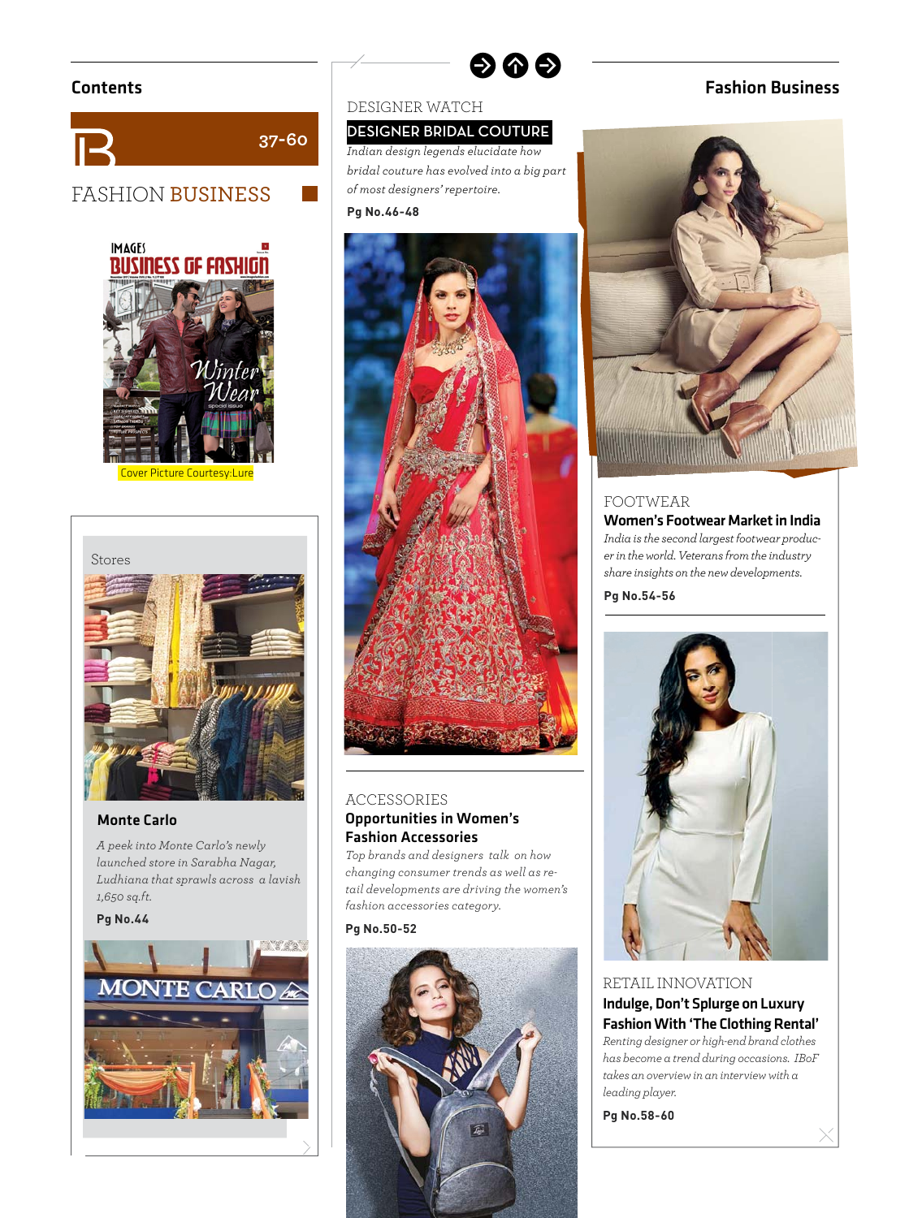## Contents

37-60

# FASHION BUSINESS

Cover Picture Courtesy:Lure

Stores

### Monte Carlo

*A peek into Monte Carlo's newly launched store in Sarabha Nagar, Ludhiana that sprawls across a lavish 1,650 sq.ft.*

**Pg No.44**

DESIGNER WATCH

### DESIGNER BRIDAL COUTURE

*Indian design legends elucidate how bridal couture has evolved into a big part of most designers' repertoire.*

**Pg No.46-48**

ACCESSORIES

### Opportunities in Women's Fashion Accessories

*Top brands and designers talk on how changing consumer trends as well as retail developments are driving the women's fashion accessories category.*

**Pg No.50-52**

## Fashion Business

FOOTWEAR

### Women's Footwear Market in India

*India is the second largest footwear producer in the world. Veterans from the industry share insights on the new developments.*

**Pg No.54-56**

RETAIL INNOVATION

### Indulge, Don't Splurge on Luxury Fashion With 'The Clothing Rental'

*Renting designer or high-end brand clothes has become a trend during occasions. IBoF takes an overview in an interview with a leading player.*

**Pg No.58-60**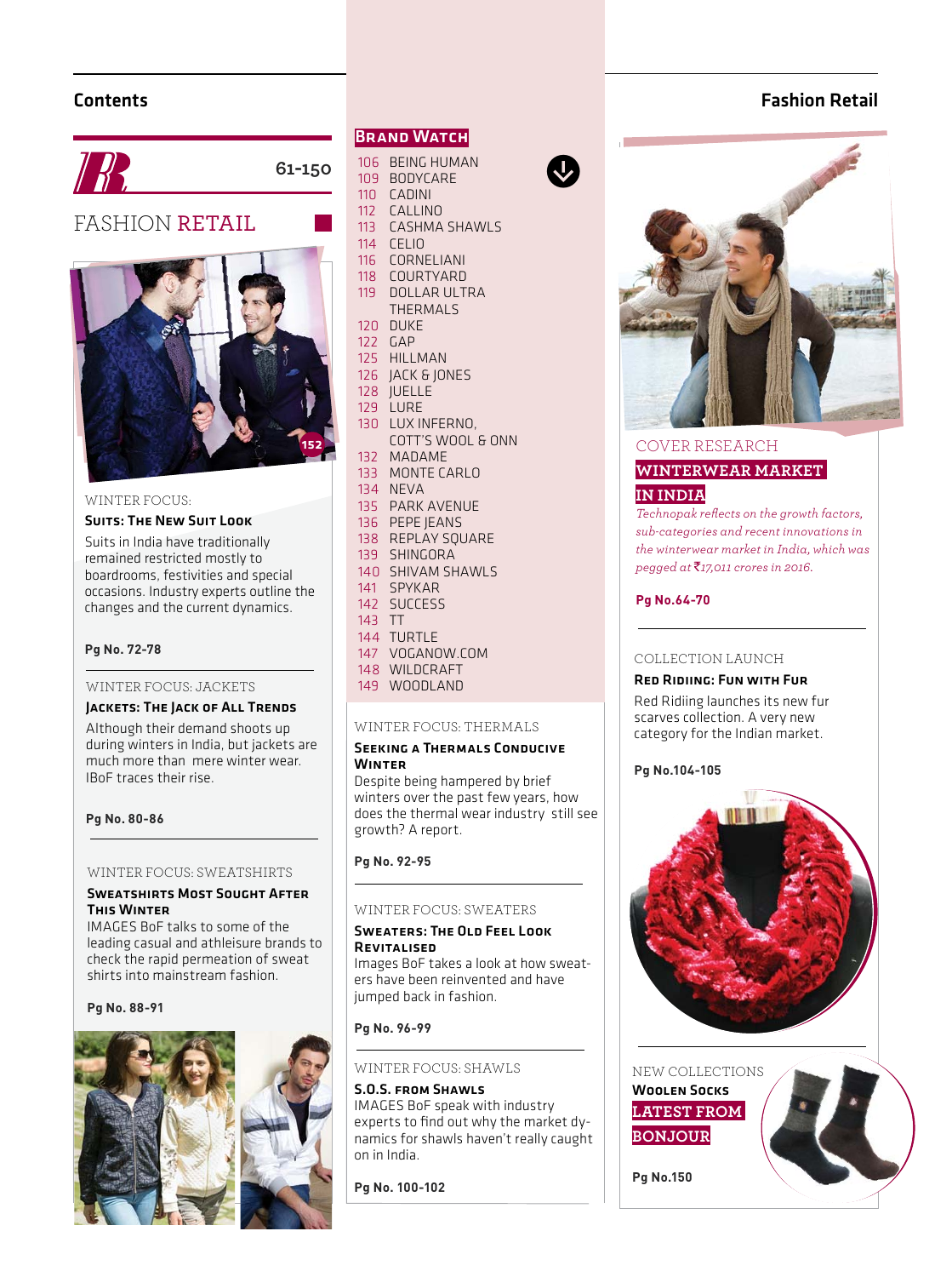## Contents

**61-150**

# FASHION RETAIL

152

WINTER FOCUS:

### Suits: The New Suit Look

Suits in India have traditionally remained restricted mostly to boardrooms, festivities and special occasions. Industry experts outline the changes and the current dynamics.

**Pg No. 72-78**

WINTER FOCUS: JACKETS

### Jackets: The Jack of All Trends

Although their demand shoots up during winters in India, but jackets are much more than mere winter wear. IBoF traces their rise.

**Pg No. 80-86**

WINTER FOCUS: SWEATSHIRTS

### Sweatshirts Most Sought After This Winter

IMAGES BoF talks to some of the leading casual and athleisure brands to check the rapid permeation of sweat shirts into mainstream fashion.

**Pg No. 88-91**

## Brand Watch

- 106 BEING HUMAN
- 109 BODYCARE
- 110 CADINI
- 112 CALLINO
- 113 CASHMA SHAWLS
- 114 CELIO
- 116 CORNELIANI
- 118 COURTYARD
- 119 DOLLAR ULTRA THERMALS
- 120 DUKE
- 122 GAP
- 125 HILLMAN
- 126 JACK & JONES
- 128 JUELLE
- 129 LURE
- 130 LUX INFERNO, COTT'S WOOL & ONN
- 132 MADAME
- 133 MONTE CARLO
- 134 NEVA
- 135 PARK AVENUE
- 136 PEPE JEANS
- 138 REPLAY SQUARE
- 139 SHINGORA
- 140 SHIVAM SHAWLS
- 141 SPYKAR
- 142 SUCCESS
- 143 TT
- 144 TURTLE
- 147 VOGANOW.COM
- 148 WILDCRAFT
- 149 WOODLAND

WINTER FOCUS: THERMALS

### Seeking a Thermals Conducive Winter

Despite being hampered by brief winters over the past few years, how does the thermal wear industry still see growth? A report.

**Pg No. 92-95**

WINTER FOCUS: SWEATERS

### Sweaters: The Old Feel Look Revitalised

Images BoF takes a look at how sweaters have been reinvented and have jumped back in fashion.

**Pg No. 96-99**

WINTER FOCUS: SHAWLS

### S.O.S. from Shawls

IMAGES BoF speak with industry experts to find out why the market dynamics for shawls haven't really caught on in India.

**Pg No. 100-102**

## Fashion Retail

COVER RESEARCH

### WINTERWEAR MARKET IN INDIA

*Technopak reflects on the growth factors, sub-categories and recent innovations in the winterwear market in India, which was pegged at ₹17,011 crores in 2016.*

**Pg No.64-70**

COLLECTION LAUNCH

### Red Ridiing: Fun with Fur

Red Ridiing launches its new fur scarves collection. A very new category for the Indian market.

**Pg No.104-105**

NEW COLLECTIONS

### Woolen Socks LATEST FROM BONJOUR

**Pg No.150**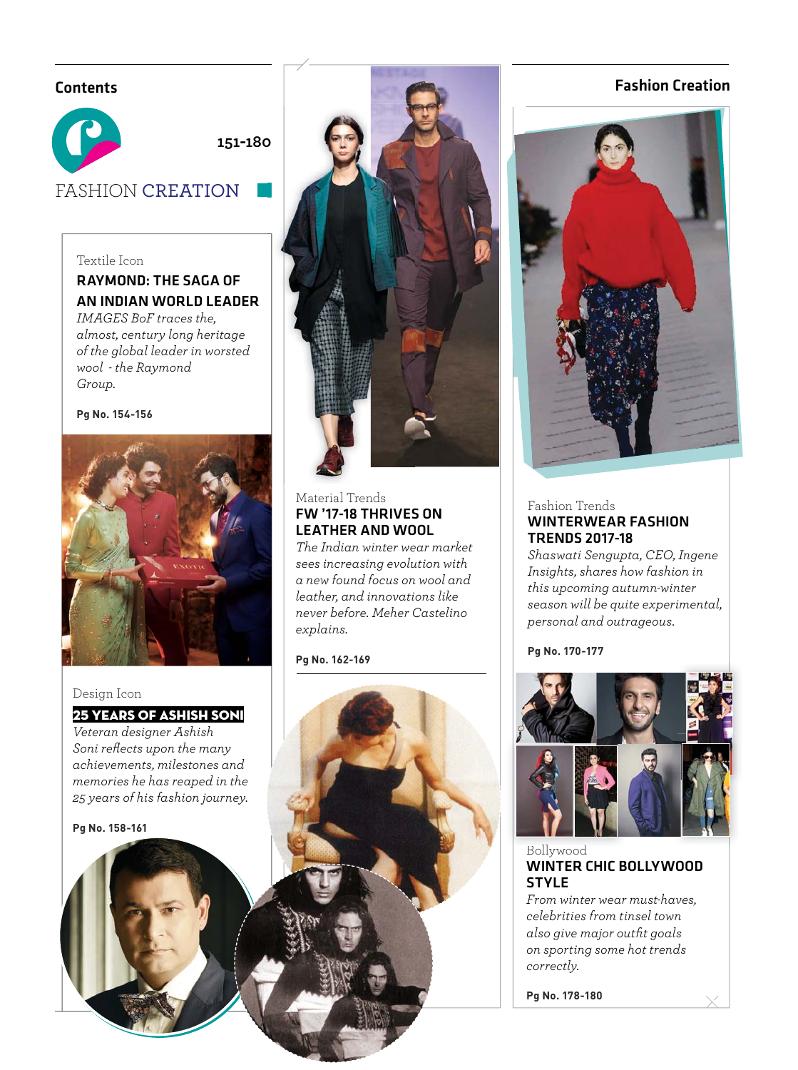## Contents

151-180

FASHION CREATION

Textile Icon

### RAYMOND: THE SAGA OF AN INDIAN WORLD LEADER

*IMAGES BoF traces the, almost, century long heritage of the global leader in worsted wool - the Raymond Group.*

**Pg No. 154-156**

Design Icon

### 25 YEARS OF ASHISH SONI

*Veteran designer Ashish Soni reflects upon the many achievements, milestones and memories he has reaped in the 25 years of his fashion journey.*

**Pg No. 158-161**

Material Trends

### FW '17-18 THRIVES ON LEATHER AND WOOL

*The Indian winter wear market sees increasing evolution with a new found focus on wool and leather, and innovations like never before. Meher Castelino explains.*

**Pg No. 162-169**

## Fashion Creation

Fashion Trends

### WINTERWEAR FASHION TRENDS 2017-18

*Shaswati Sengupta, CEO, Ingene Insights, shares how fashion in this upcoming autumn-winter season will be quite experimental, personal and outrageous.*

**Pg No. 170-177**

Bollywood

### WINTER CHIC BOLLYWOOD STYLE

*From winter wear must-haves, celebrities from tinsel town also give major outfit goals on sporting some hot trends correctly.*

**Pg No. 178-180**